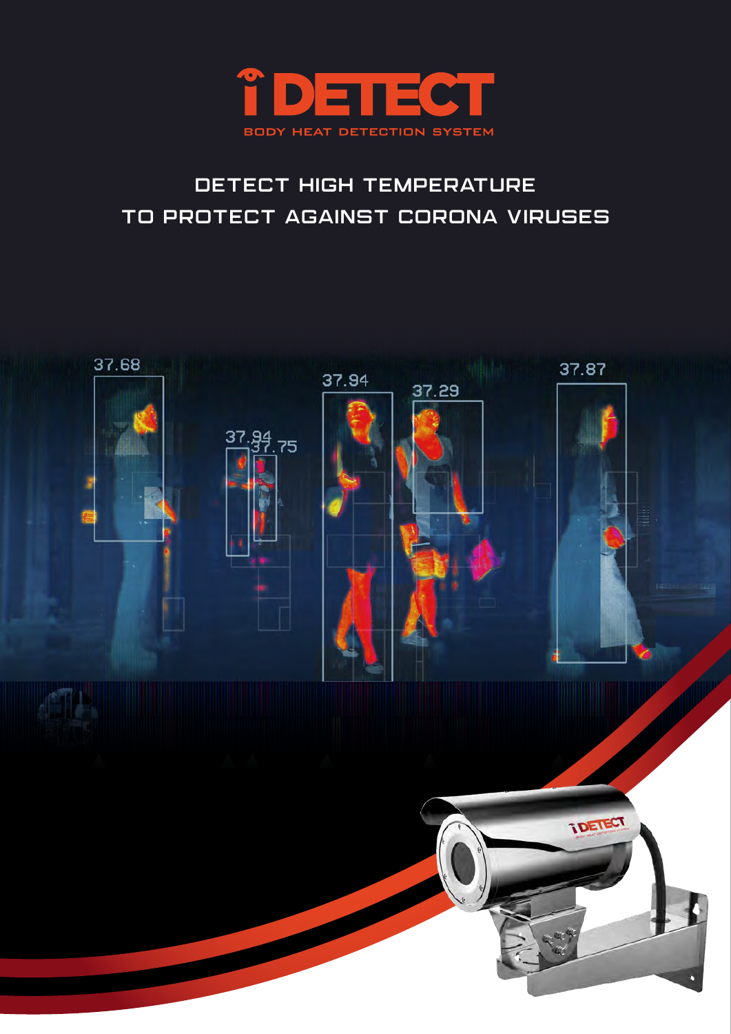# i DETECT

BODY HEAT DETECTION SYSTEM

## DETECT HIGH TEMPERATURE TO PROTECT AGAINST CORONA VIRUSES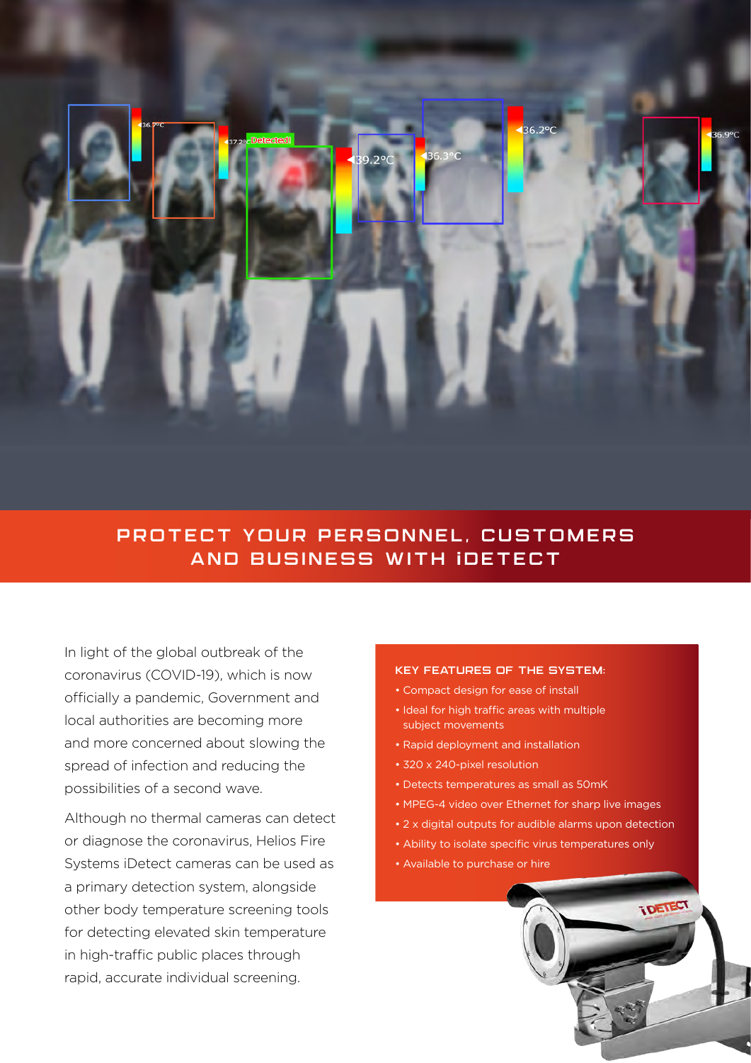## PROTECT YOUR PERSONNEL, CUSTOMERS AND BUSINESS WITH iDETECT

In light of the global outbreak of the coronavirus (COVID-19), which is now officially a pandemic, Government and local authorities are becoming more and more concerned about slowing the spread of infection and reducing the possibilities of a second wave.

Although no thermal cameras can detect or diagnose the coronavirus, Helios Fire Systems iDetect cameras can be used as a primary detection system, alongside other body temperature screening tools for detecting elevated skin temperature in high-traffic public places through rapid, accurate individual screening.

### KEY FEATURES OF THE SYSTEM:

- Compact design for ease of install
- Ideal for high traffic areas with multiple subject movements
- Rapid deployment and installation
- 320 x 240-pixel resolution
- Detects temperatures as small as 50mK
- MPEG-4 video over Ethernet for sharp live images
- 2 x digital outputs for audible alarms upon detection
- Ability to isolate specific virus temperatures only
- Available to purchase or hire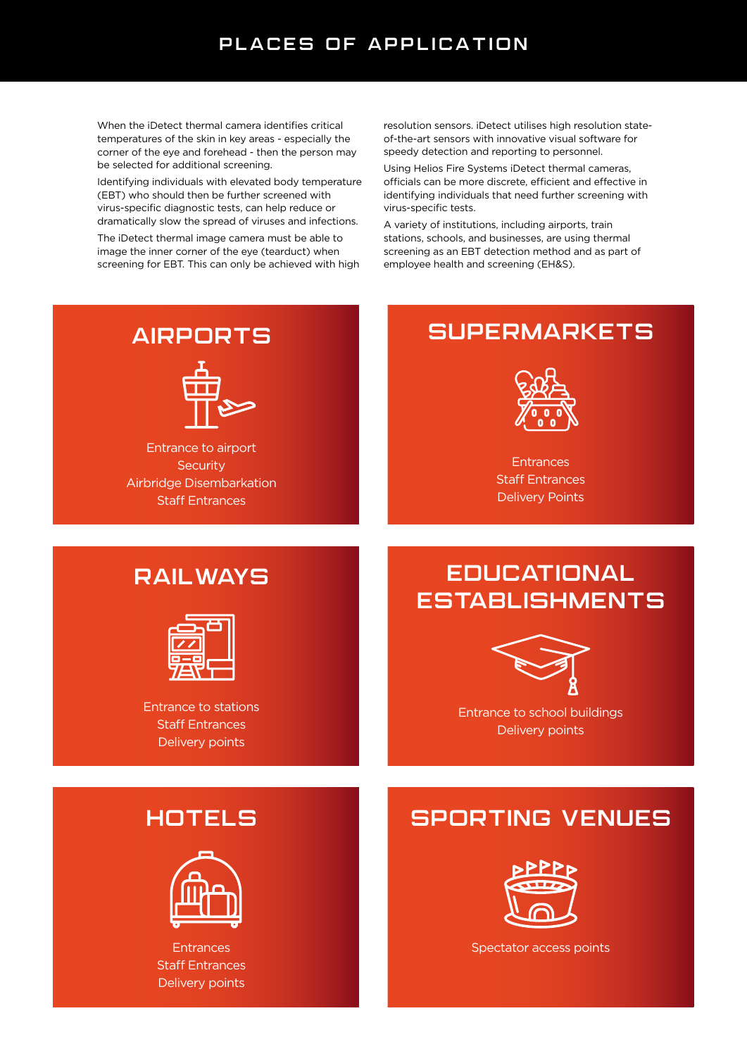# PLACES OF APPLICATION

When the iDetect thermal camera identifies critical temperatures of the skin in key areas - especially the corner of the eye and forehead - then the person may be selected for additional screening.

Identifying individuals with elevated body temperature (EBT) who should then be further screened with virus-specific diagnostic tests, can help reduce or dramatically slow the spread of viruses and infections.

The iDetect thermal image camera must be able to image the inner corner of the eye (teardust) when screening for EBT. This can only be achieved with high resolution sensors. iDetect utilises high resolution state-of-the-art sensors with innovative visual software for speedy detection and reporting to personnel.

Using Helios Fire Systems iDetect thermal cameras, officials can be more discrete, efficient and effective in identifying individuals that need further screening with virus-specific tests.

A variety of institutions, including airports, train stations, schools, and businesses, are using thermal screening as an EBT detection method and as part of employee health and screening (EH&S).

## AIRPORTS

Entrance to airport
Security
Airbridge Disembarkation
Staff Entrances

## SUPERMARKETS

Entrances
Staff Entrances
Delivery Points

## RAILWAYS

Entrance to stations
Staff Entrances
Delivery points

## EDUCATIONAL ESTABLISHMENTS

Entrance to school buildings
Delivery points

## HOTELS

Entrances
Staff Entrances
Delivery points

## SPORTING VENUES

Spectator access points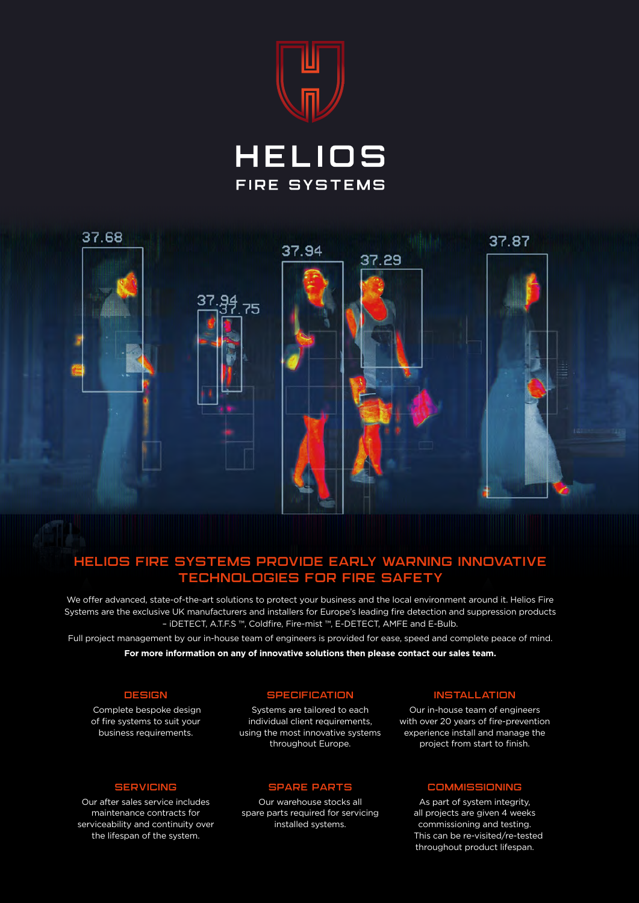# HELIOS

## FIRE SYSTEMS

## HELIOS FIRE SYSTEMS PROVIDE EARLY WARNING INNOVATIVE TECHNOLOGIES FOR FIRE SAFETY

We offer advanced, state-of-the-art solutions to protect your business and the local environment around it. Helios Fire Systems are the exclusive UK manufacturers and installers for Europe's leading fire detection and suppression products – iDETECT, A.T.F.S ™, Coldfire, Fire-mist ™, E-DETECT, AMFE and E-Bulb.

Full project management by our in-house team of engineers is provided for ease, speed and complete peace of mind.

**For more information on any of innovative solutions then please contact our sales team.**

### DESIGN

Complete bespoke design of fire systems to suit your business requirements.

### SPECIFICATION

Systems are tailored to each individual client requirements, using the most innovative systems throughout Europe.

### INSTALLATION

Our in-house team of engineers with over 20 years of fire-prevention experience install and manage the project from start to finish.

### SERVICING

Our after sales service includes maintenance contracts for serviceability and continuity over the lifespan of the system.

### SPARE PARTS

Our warehouse stocks all spare parts required for servicing installed systems.

### COMMISSIONING

As part of system integrity, all projects are given 4 weeks commissioning and testing. This can be re-visited/re-tested throughout product lifespan.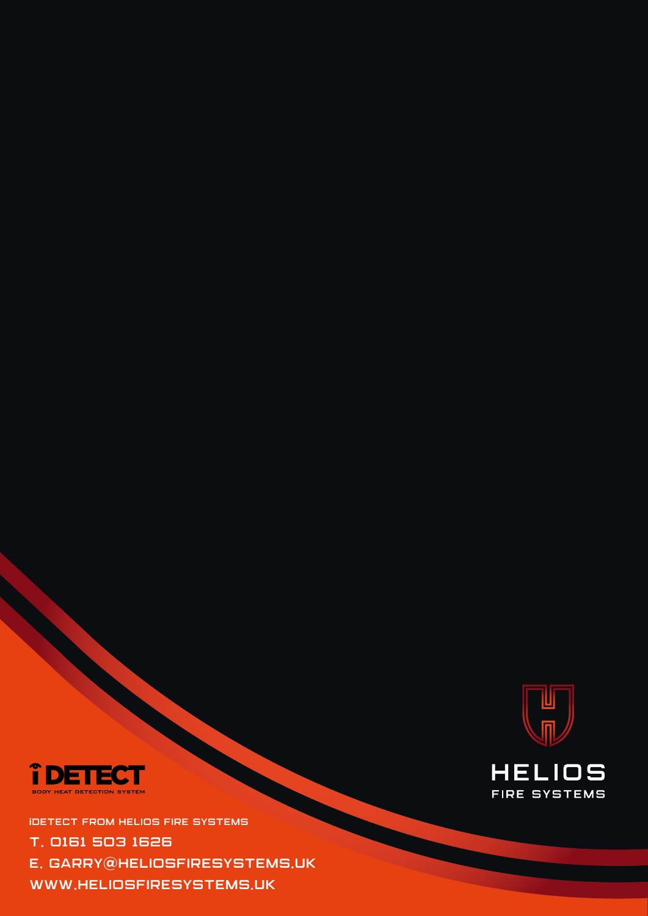iDETECT

BODY HEAT DETECTION SYSTEM

HELIOS

FIRE SYSTEMS

iDETECT FROM HELIOS FIRE SYSTEMS

T. 0161 503 1626

E. GARRY@HELIOSFIRESYSTEMS.UK

WWW.HELIOSFIRESYSTEMS.UK